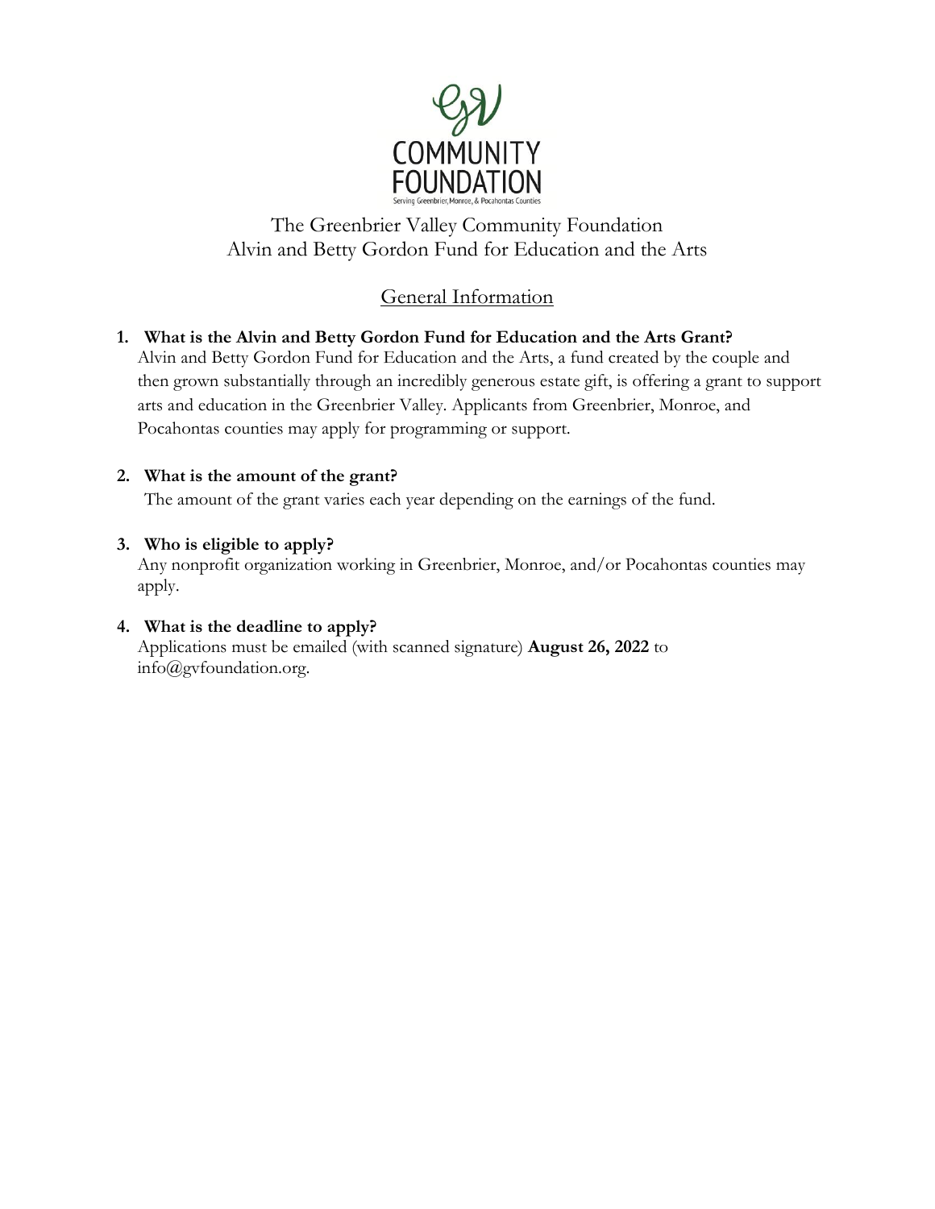GV COMMUNITY FOUNDATION
Serving Greenbrier, Monroe, & Pocahontas Counties

# The Greenbrier Valley Community Foundation
# Alvin and Betty Gordon Fund for Education and the Arts

## General Information

1. **What is the Alvin and Betty Gordon Fund for Education and the Arts Grant?**
   Alvin and Betty Gordon Fund for Education and the Arts, a fund created by the couple and then grown substantially through an incredibly generous estate gift, is offering a grant to support arts and education in the Greenbrier Valley. Applicants from Greenbrier, Monroe, and Pocahontas counties may apply for programming or support.

2. **What is the amount of the grant?**
   The amount of the grant varies each year depending on the earnings of the fund.

3. **Who is eligible to apply?**
   Any nonprofit organization working in Greenbrier, Monroe, and/or Pocahontas counties may apply.

4. **What is the deadline to apply?**
   Applications must be emailed (with scanned signature) **August 26, 2022** to info@gvfoundation.org.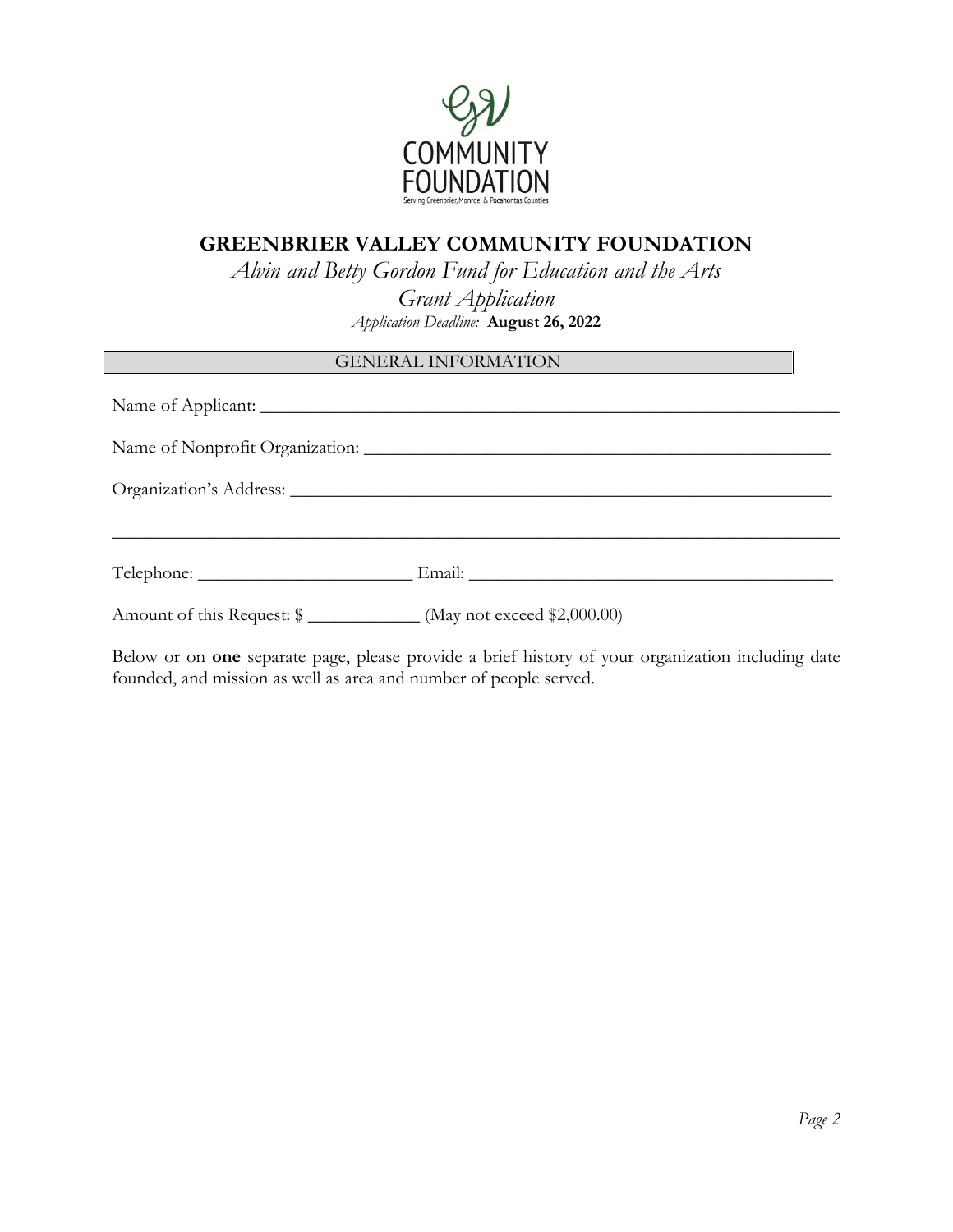# GREENBRIER VALLEY COMMUNITY FOUNDATION

*Alvin and Betty Gordon Fund for Education and the Arts*

*Grant Application*

*Application Deadline:* **August 26, 2022**

## GENERAL INFORMATION

Name of Applicant: ___________________________________________________________

Name of Nonprofit Organization: ______________________________________________

Organization's Address: _____________________________________________________

___________________________________________________________________________

Telephone: ______________________ Email: ____________________________________

Amount of this Request: $ ___________ (May not exceed $2,000.00)

Below or on **one** separate page, please provide a brief history of your organization including date founded, and mission as well as area and number of people served.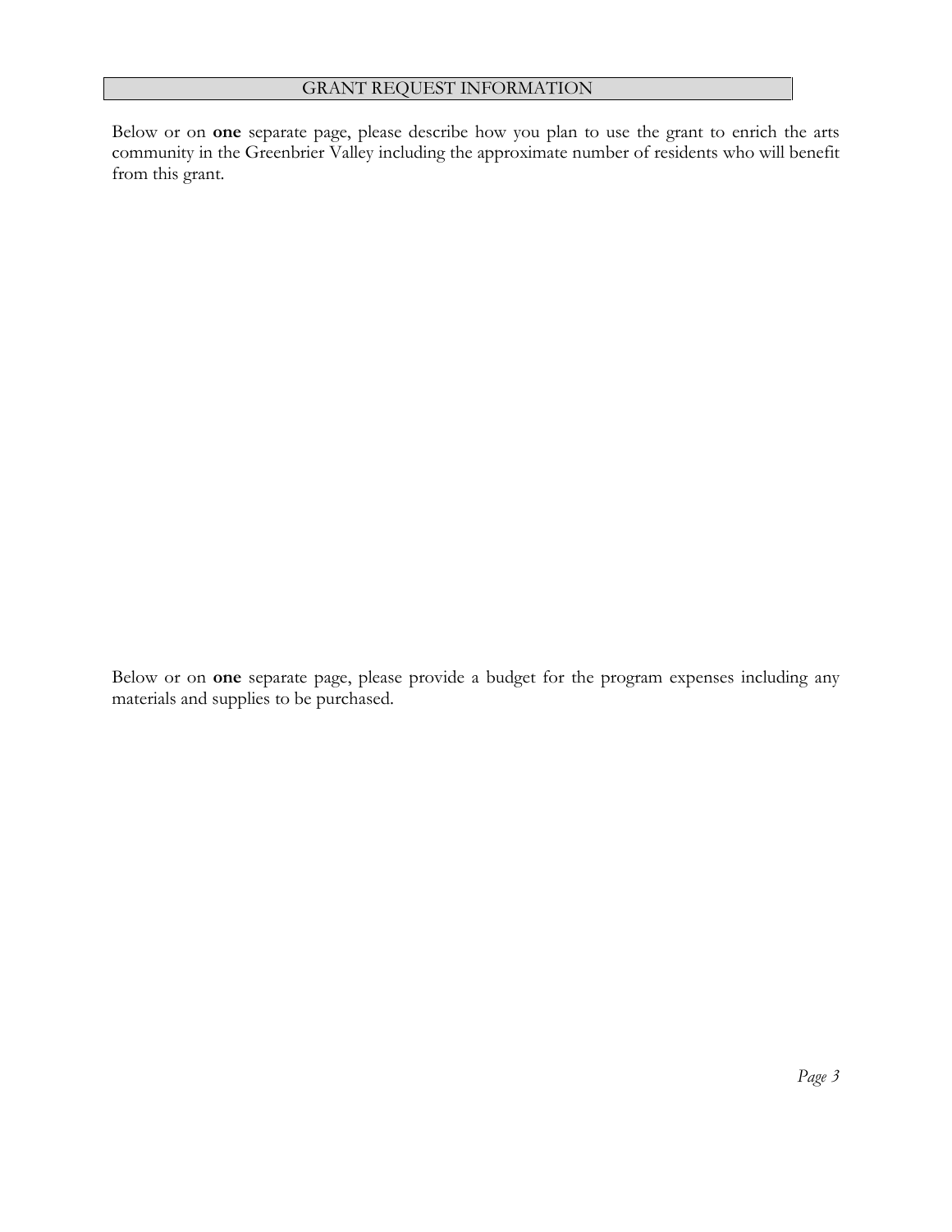## GRANT REQUEST INFORMATION

Below or on **one** separate page, please describe how you plan to use the grant to enrich the arts community in the Greenbrier Valley including the approximate number of residents who will benefit from this grant.

Below or on **one** separate page, please provide a budget for the program expenses including any materials and supplies to be purchased.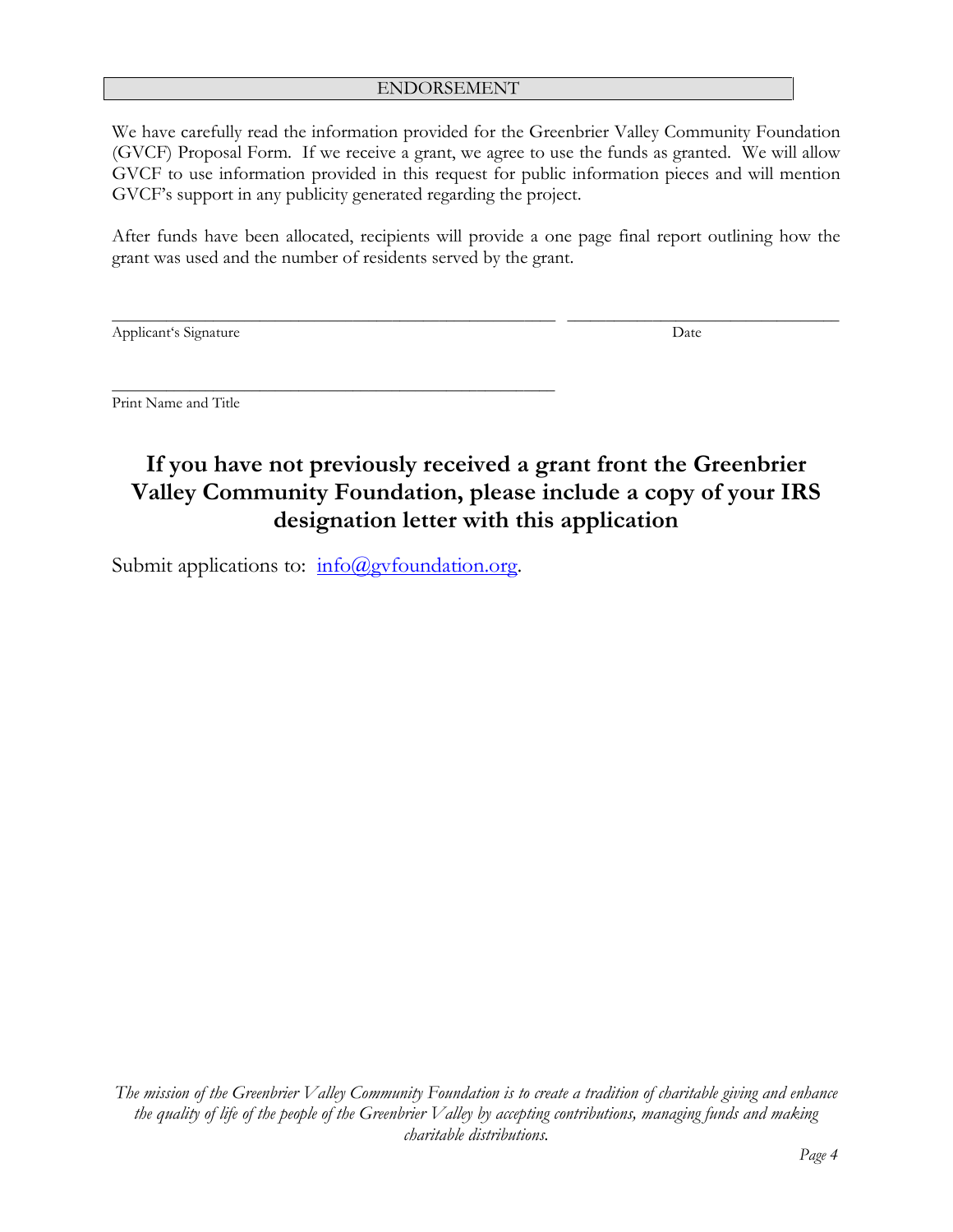## ENDORSEMENT

We have carefully read the information provided for the Greenbrier Valley Community Foundation (GVCF) Proposal Form. If we receive a grant, we agree to use the funds as granted. We will allow GVCF to use information provided in this request for public information pieces and will mention GVCF's support in any publicity generated regarding the project.

After funds have been allocated, recipients will provide a one page final report outlining how the grant was used and the number of residents served by the grant.

\_\_\_\_\_\_\_\_\_\_\_\_\_\_\_\_\_\_\_\_\_\_\_\_\_\_\_\_\_\_\_\_\_\_\_\_\_\_\_\_\_\_\_\_\_\_ \_\_\_\_\_\_\_\_\_\_\_\_\_\_\_\_\_\_\_\_\_\_\_\_\_\_\_\_\_\_

Applicant's Signature Date

\_\_\_\_\_\_\_\_\_\_\_\_\_\_\_\_\_\_\_\_\_\_\_\_\_\_\_\_\_\_\_\_\_\_\_\_\_\_\_\_\_\_\_\_\_\_

Print Name and Title

**If you have not previously received a grant front the Greenbrier Valley Community Foundation, please include a copy of your IRS designation letter with this application**

Submit applications to: info@gvfoundation.org.

*The mission of the Greenbrier Valley Community Foundation is to create a tradition of charitable giving and enhance the quality of life of the people of the Greenbrier Valley by accepting contributions, managing funds and making charitable distributions.*